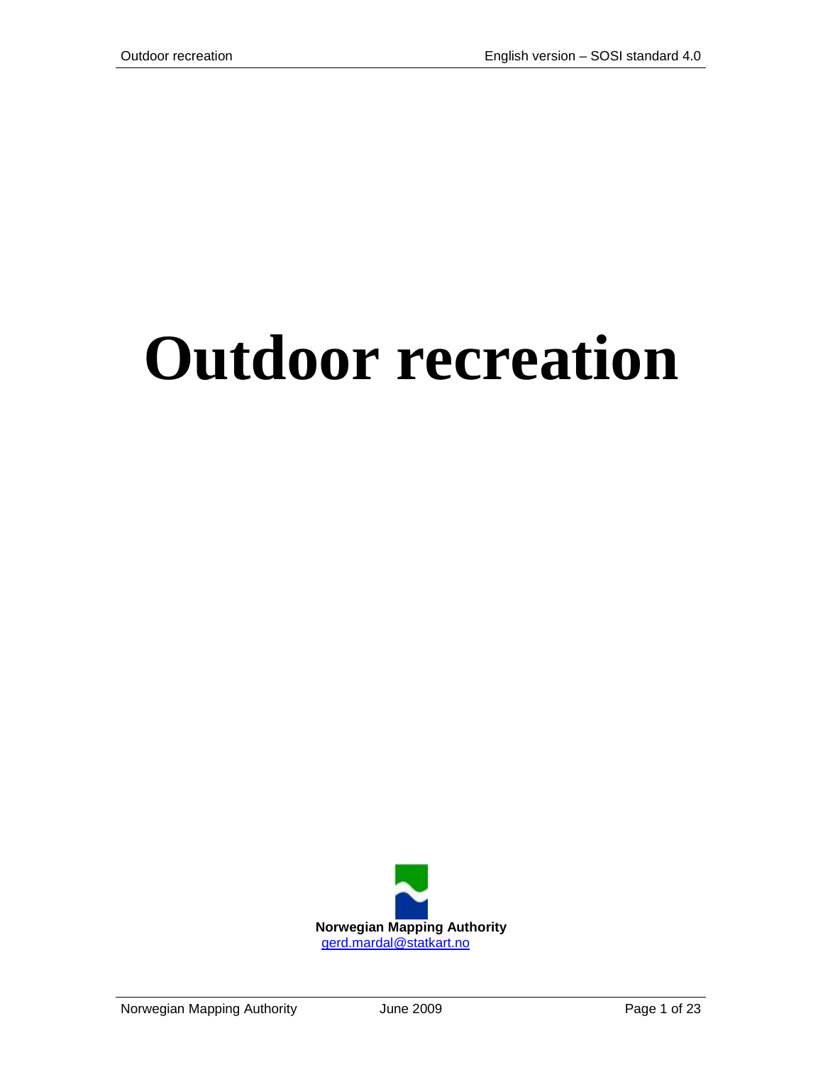# Outdoor recreation

**Norwegian Mapping Authority**
gerd.mardal@statkart.no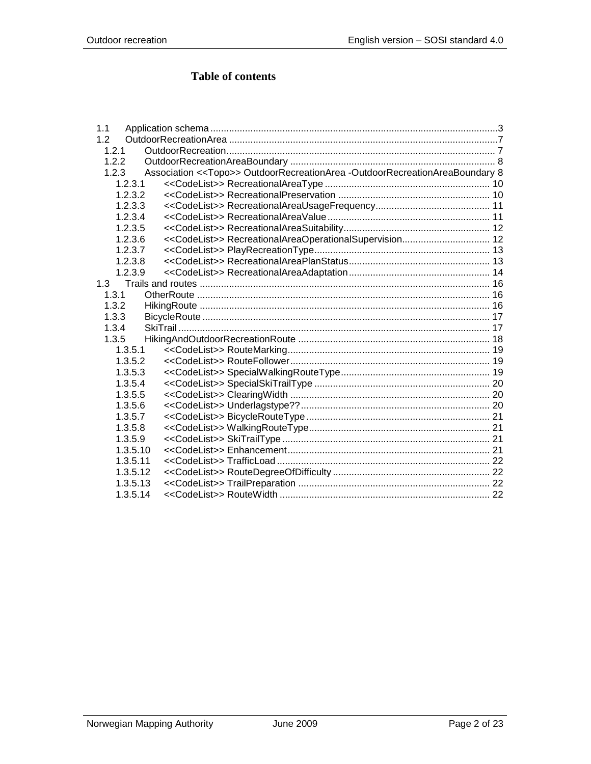# Table of contents

- 1.1 Application schema ....3
- 1.2 OutdoorRecreationArea ....7
  - 1.2.1 OutdoorRecreation .... 7
  - 1.2.2 OutdoorRecreationAreaBoundary .... 8
  - 1.2.3 Association <<Topo>> OutdoorRecreationArea -OutdoorRecreationAreaBoundary 8
    - 1.2.3.1 <<CodeList>> RecreationalAreaType .... 10
    - 1.2.3.2 <<CodeList>> RecreationalPreservation .... 10
    - 1.2.3.3 <<CodeList>> RecreationalAreaUsageFrequency .... 11
    - 1.2.3.4 <<CodeList>> RecreationalAreaValue .... 11
    - 1.2.3.5 <<CodeList>> RecreationalAreaSuitability .... 12
    - 1.2.3.6 <<CodeList>> RecreationalAreaOperationalSupervision .... 12
    - 1.2.3.7 <<CodeList>> PlayRecreationType .... 13
    - 1.2.3.8 <<CodeList>> RecreationalAreaPlanStatus .... 13
    - 1.2.3.9 <<CodeList>> RecreationalAreaAdaptation .... 14
- 1.3 Trails and routes .... 16
  - 1.3.1 OtherRoute .... 16
  - 1.3.2 HikingRoute .... 16
  - 1.3.3 BicycleRoute .... 17
  - 1.3.4 SkiTrail .... 17
  - 1.3.5 HikingAndOutdoorRecreationRoute .... 18
    - 1.3.5.1 <<CodeList>> RouteMarking .... 19
    - 1.3.5.2 <<CodeList>> RouteFollower .... 19
    - 1.3.5.3 <<CodeList>> SpecialWalkingRouteType .... 19
    - 1.3.5.4 <<CodeList>> SpecialSkiTrailType .... 20
    - 1.3.5.5 <<CodeList>> ClearingWidth .... 20
    - 1.3.5.6 <<CodeList>> Underlagstype?? .... 20
    - 1.3.5.7 <<CodeList>> BicycleRouteType .... 21
    - 1.3.5.8 <<CodeList>> WalkingRouteType .... 21
    - 1.3.5.9 <<CodeList>> SkiTrailType .... 21
    - 1.3.5.10 <<CodeList>> Enhancement .... 21
    - 1.3.5.11 <<CodeList>> TrafficLoad .... 22
    - 1.3.5.12 <<CodeList>> RouteDegreeOfDifficulty .... 22
    - 1.3.5.13 <<CodeList>> TrailPreparation .... 22
    - 1.3.5.14 <<CodeList>> RouteWidth .... 22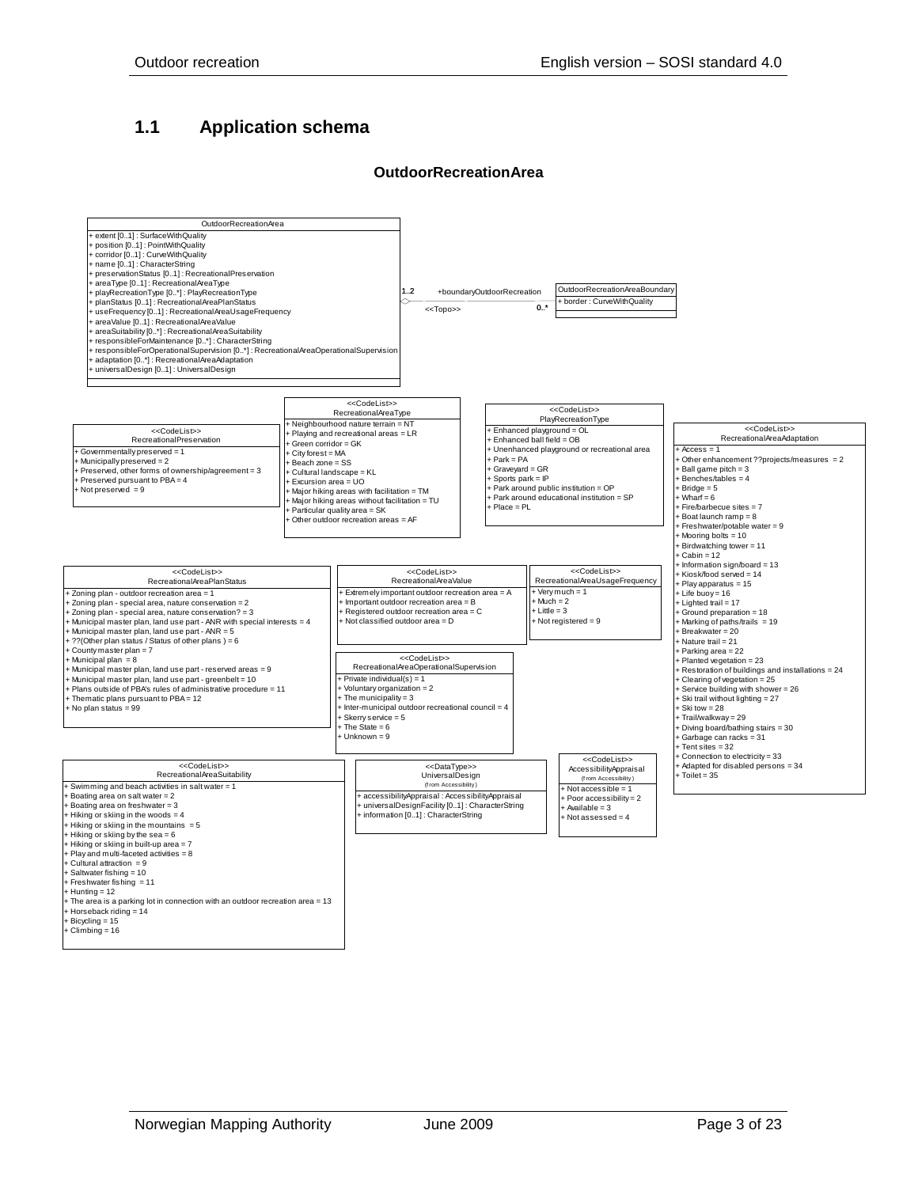## 1.1 Application schema

**OutdoorRecreationArea**

**OutdoorRecreationArea**

+ extent [0..1] : SurfaceWithQuality
+ position [0..1] : PointWithQuality
+ corridor [0..1] : CurveWithQuality
+ name [0..1] : CharacterString
+ preservationStatus [0..1] : RecreationalPreservation
+ areaType [0..1] : RecreationalAreaType
+ playRecreationType [0..*] : PlayRecreationType
+ planStatus [0..1] : RecreationalAreaPlanStatus
+ useFrequency [0..1] : RecreationalAreaUsageFrequency
+ areaValue [0..1] : RecreationalAreaValue
+ areaSuitability [0..*] : RecreationalAreaSuitability
+ responsibleForMaintenance [0..*] : CharacterString
+ responsibleForOperationalSupervision [0..*] : RecreationalAreaOperationalSupervision
+ adaptation [0..*] : RecreationalAreaAdaptation
+ universalDesign [0..1] : UniversalDesign

Association: OutdoorRecreationArea 1..2 — +boundaryOutdoorRecreation <<Topo>> 0..* — OutdoorRecreationAreaBoundary

**OutdoorRecreationAreaBoundary**

+ border : CurveWithQuality

**<<CodeList>> RecreationalPreservation**

+ Governmentally preserved = 1
+ Municipally preserved = 2
+ Preserved, other forms of ownership/agreement = 3
+ Preserved pursuant to PBA = 4
+ Not preserved = 9

**<<CodeList>> RecreationalAreaType**

+ Neighbourhood nature terrain = NT
+ Playing and recreational areas = LR
+ Green corridor = GK
+ City forest = MA
+ Beach zone = SS
+ Cultural landscape = KL
+ Excursion area = UO
+ Major hiking areas with facilitation = TM
+ Major hiking areas without facilitation = TU
+ Particular quality area = SK
+ Other outdoor recreation areas = AF

**<<CodeList>> PlayRecreationType**

+ Enhanced playground = OL
+ Enhanced ball field = OB
+ Unenhanced playground or recreational area
+ Park = PA
+ Graveyard = GR
+ Sports park = IP
+ Park around public institution = OP
+ Park around educational institution = SP
+ Place = PL

**<<CodeList>> RecreationalAreaAdaptation**

+ Access = 1
+ Other enhancement ??projects/measures = 2
+ Ball game pitch = 3
+ Benches/tables = 4
+ Bridge = 5
+ Wharf = 6
+ Fire/barbecue sites = 7
+ Boat launch ramp = 8
+ Freshwater/potable water = 9
+ Mooring bolts = 10
+ Birdwatching tower = 11
+ Cabin = 12
+ Information sign/board = 13
+ Kiosk/food served = 14
+ Play apparatus = 15
+ Life buoy = 16
+ Lighted trail = 17
+ Ground preparation = 18
+ Marking of paths/trails = 19
+ Breakwater = 20
+ Nature trail = 21
+ Parking area = 22
+ Planted vegetation = 23
+ Restoration of buildings and installations = 24
+ Clearing of vegetation = 25
+ Service building with shower = 26
+ Ski trail without lighting = 27
+ Ski tow = 28
+ Trail/walkway = 29
+ Diving board/bathing stairs = 30
+ Garbage can racks = 31
+ Tent sites = 32
+ Connection to electricity = 33
+ Adapted for disabled persons = 34
+ Toilet = 35

**<<CodeList>> RecreationalAreaPlanStatus**

+ Zoning plan - outdoor recreation area = 1
+ Zoning plan - special area, nature conservation = 2
+ Zoning plan - special area, nature conservation? = 3
+ Municipal master plan, land use part - ANR with special interests = 4
+ Municipal master plan, land use part - ANR = 5
+ ??(Other plan status / Status of other plans ) = 6
+ County master plan = 7
+ Municipal plan = 8
+ Municipal master plan, land use part - reserved areas = 9
+ Municipal master plan, land use part - greenbelt = 10
+ Plans outside of PBA's rules of administrative procedure = 11
+ Thematic plans pursuant to PBA = 12
+ No plan status = 99

**<<CodeList>> RecreationalAreaValue**

+ Extremely important outdoor recreation area = A
+ Important outdoor recreation area = B
+ Registered outdoor recreation area = C
+ Not classified outdoor area = D

**<<CodeList>> RecreationalAreaUsageFrequency**

+ Very much = 1
+ Much = 2
+ Little = 3
+ Not registered = 9

**<<CodeList>> RecreationalAreaOperationalSupervision**

+ Private individual(s) = 1
+ Voluntary organization = 2
+ The municipality = 3
+ Inter-municipal outdoor recreational council = 4
+ Skerry service = 5
+ The State = 6
+ Unknown = 9

**<<CodeList>> RecreationalAreaSuitability**

+ Swimming and beach activities in salt water = 1
+ Boating area on salt water = 2
+ Boating area on freshwater = 3
+ Hiking or skiing in the woods = 4
+ Hiking or skiing in the mountains = 5
+ Hiking or skiing by the sea = 6
+ Hiking or skiing in built-up area = 7
+ Play and multi-faceted activities = 8
+ Cultural attraction = 9
+ Saltwater fishing = 10
+ Freshwater fishing = 11
+ Hunting = 12
+ The area is a parking lot in connection with an outdoor recreation area = 13
+ Horseback riding = 14
+ Bicycling = 15
+ Climbing = 16

**<<DataType>> UniversalDesign** (from Accessibility)

+ accessibilityAppraisal : AccessibilityAppraisal
+ universalDesignFacility [0..1] : CharacterString
+ information [0..1] : CharacterString

**<<CodeList>> AccessibilityAppraisal** (from Accessibility)

+ Not accessible = 1
+ Poor accessibility = 2
+ Available = 3
+ Not assessed = 4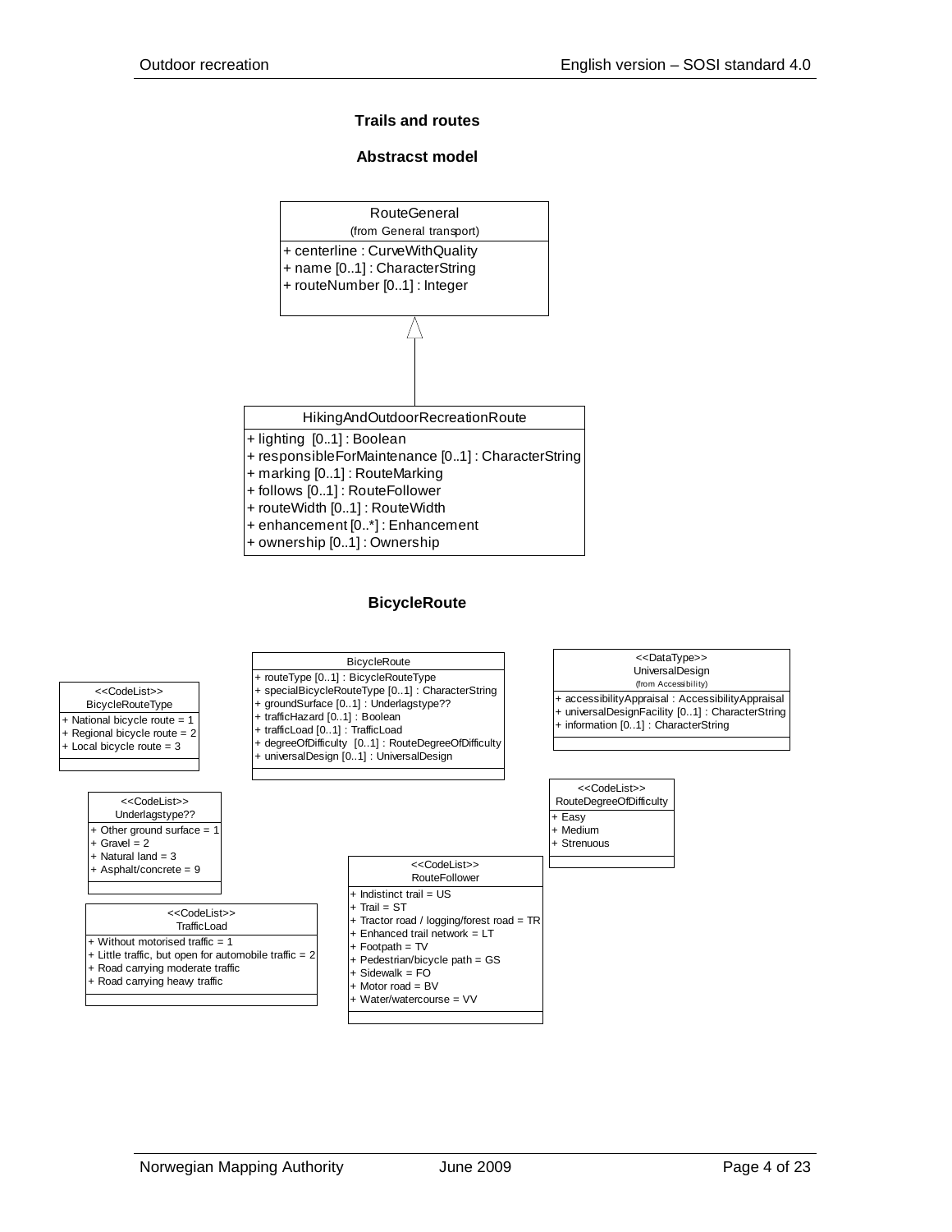### Trails and routes

### Abstracst model

**RouteGeneral**
(from General transport)

+ centerline : CurveWithQuality
+ name [0..1] : CharacterString
+ routeNumber [0..1] : Integer

**HikingAndOutdoorRecreationRoute**

+ lighting [0..1] : Boolean
+ responsibleForMaintenance [0..1] : CharacterString
+ marking [0..1] : RouteMarking
+ follows [0..1] : RouteFollower
+ routeWidth [0..1] : RouteWidth
+ enhancement [0..*] : Enhancement
+ ownership [0..1] : Ownership

### BicycleRoute

**<<CodeList>> BicycleRouteType**

+ National bicycle route = 1
+ Regional bicycle route = 2
+ Local bicycle route = 3

**BicycleRoute**

+ routeType [0..1] : BicycleRouteType
+ specialBicycleRouteType [0..1] : CharacterString
+ groundSurface [0..1] : Underlagstype??
+ trafficHazard [0..1] : Boolean
+ trafficLoad [0..1] : TrafficLoad
+ degreeOfDifficulty [0..1] : RouteDegreeOfDifficulty
+ universalDesign [0..1] : UniversalDesign

**<<DataType>> UniversalDesign**
(from Accessibility)

+ accessibilityAppraisal : AccessibilityAppraisal
+ universalDesignFacility [0..1] : CharacterString
+ information [0..1] : CharacterString

**<<CodeList>> Underlagstype??**

+ Other ground surface = 1
+ Gravel = 2
+ Natural land = 3
+ Asphalt/concrete = 9

**<<CodeList>> RouteDegreeOfDifficulty**

+ Easy
+ Medium
+ Strenuous

**<<CodeList>> TrafficLoad**

+ Without motorised traffic = 1
+ Little traffic, but open for automobile traffic = 2
+ Road carrying moderate traffic
+ Road carrying heavy traffic

**<<CodeList>> RouteFollower**

+ Indistinct trail = US
+ Trail = ST
+ Tractor road / logging/forest road = TR
+ Enhanced trail network = LT
+ Footpath = TV
+ Pedestrian/bicycle path = GS
+ Sidewalk = FO
+ Motor road = BV
+ Water/watercourse = VV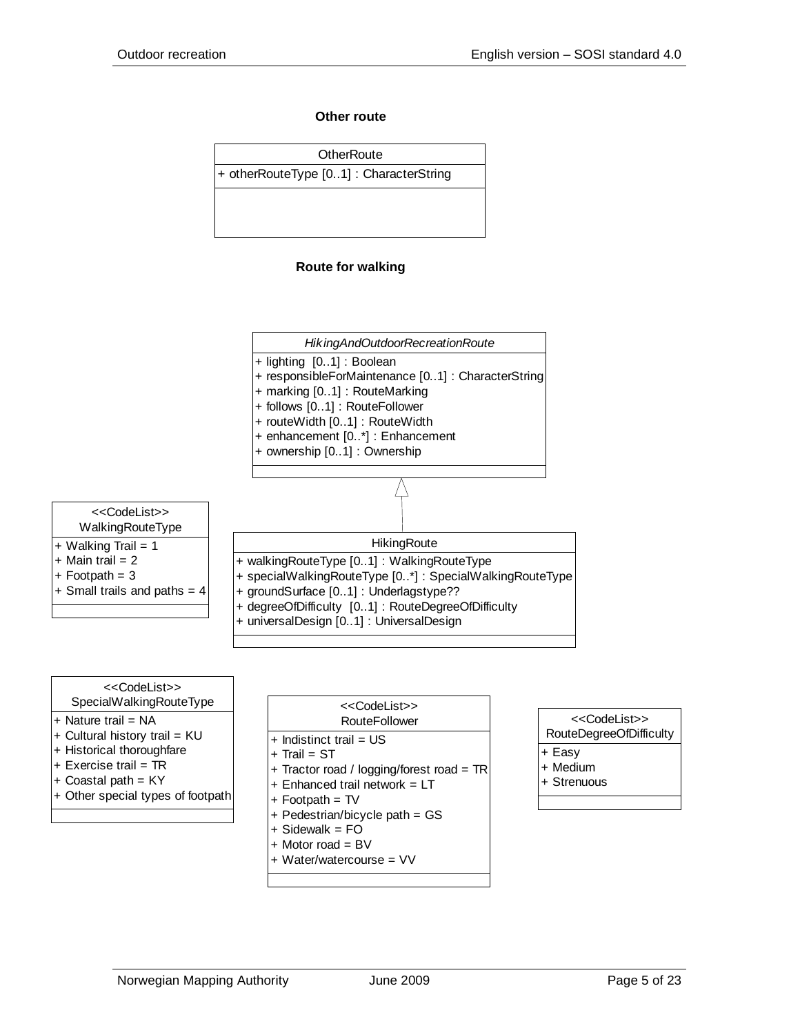### Other route

**OtherRoute**

+ otherRouteType [0..1] : CharacterString

### Route for walking

***HikingAndOutdoorRecreationRoute***

+ lighting  [0..1] : Boolean
+ responsibleForMaintenance [0..1] : CharacterString
+ marking [0..1] : RouteMarking
+ follows [0..1] : RouteFollower
+ routeWidth [0..1] : RouteWidth
+ enhancement [0..*] : Enhancement
+ ownership [0..1] : Ownership

**HikingRoute** (specialization of *HikingAndOutdoorRecreationRoute*)

+ walkingRouteType [0..1] : WalkingRouteType
+ specialWalkingRouteType [0..*] : SpecialWalkingRouteType
+ groundSurface [0..1] : Underlagstype??
+ degreeOfDifficulty  [0..1] : RouteDegreeOfDifficulty
+ universalDesign [0..1] : UniversalDesign

**<<CodeList>> WalkingRouteType**

+ Walking Trail = 1
+ Main trail = 2
+ Footpath = 3
+ Small trails and paths = 4

**<<CodeList>> SpecialWalkingRouteType**

+ Nature trail = NA
+ Cultural history trail = KU
+ Historical thoroughfare
+ Exercise trail = TR
+ Coastal path = KY
+ Other special types of footpath

**<<CodeList>> RouteFollower**

+ Indistinct trail = US
+ Trail = ST
+ Tractor road / logging/forest road = TR
+ Enhanced trail network = LT
+ Footpath = TV
+ Pedestrian/bicycle path = GS
+ Sidewalk = FO
+ Motor road = BV
+ Water/watercourse = VV

**<<CodeList>> RouteDegreeOfDifficulty**

+ Easy
+ Medium
+ Strenuous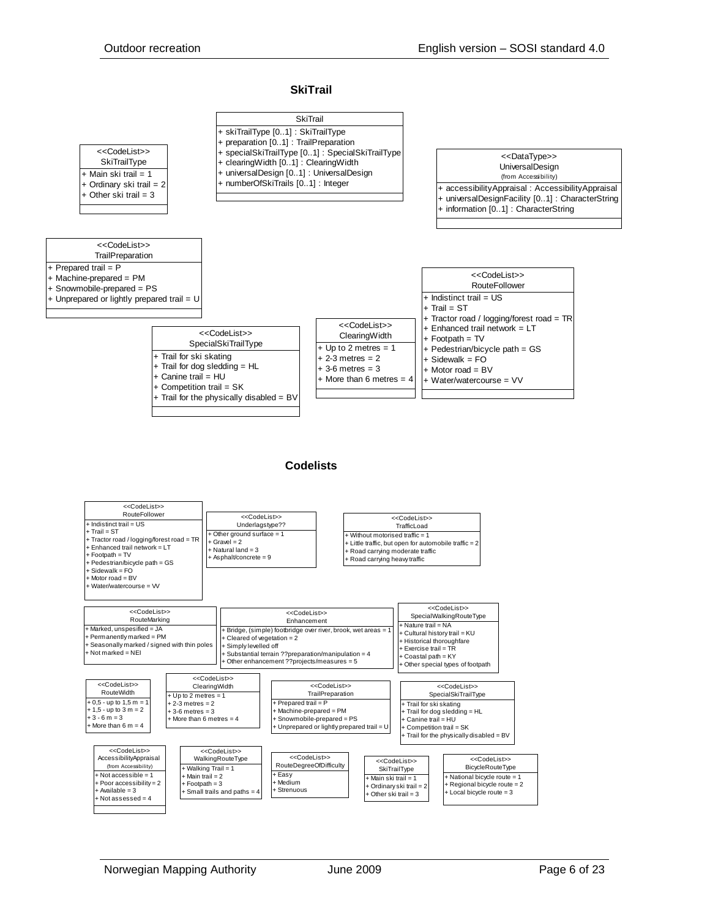## SkiTrail

**SkiTrail**
- + skiTrailType [0..1] : SkiTrailType
- + preparation [0..1] : TrailPreparation
- + specialSkiTrailType [0..1] : SpecialSkiTrailType
- + clearingWidth [0..1] : ClearingWidth
- + universalDesign [0..1] : UniversalDesign
- + numberOfSkiTrails [0..1] : Integer

**<<CodeList>> SkiTrailType**
- + Main ski trail = 1
- + Ordinary ski trail = 2
- + Other ski trail = 3

**<<DataType>> UniversalDesign** (from Accessibility)
- + accessibilityAppraisal : AccessibilityAppraisal
- + universalDesignFacility [0..1] : CharacterString
- + information [0..1] : CharacterString

**<<CodeList>> TrailPreparation**
- + Prepared trail = P
- + Machine-prepared = PM
- + Snowmobile-prepared = PS
- + Unprepared or lightly prepared trail = U

**<<CodeList>> RouteFollower**
- + Indistinct trail = US
- + Trail = ST
- + Tractor road / logging/forest road = TR
- + Enhanced trail network = LT
- + Footpath = TV
- + Pedestrian/bicycle path = GS
- + Sidewalk = FO
- + Motor road = BV
- + Water/watercourse = VV

**<<CodeList>> SpecialSkiTrailType**
- + Trail for ski skating
- + Trail for dog sledding = HL
- + Canine trail = HU
- + Competition trail = SK
- + Trail for the physically disabled = BV

**<<CodeList>> ClearingWidth**
- + Up to 2 metres = 1
- + 2-3 metres = 2
- + 3-6 metres = 3
- + More than 6 metres = 4

## Codelists

**<<CodeList>> RouteFollower**
- + Indistinct trail = US
- + Trail = ST
- + Tractor road / logging/forest road = TR
- + Enhanced trail network = LT
- + Footpath = TV
- + Pedestrian/bicycle path = GS
- + Sidewalk = FO
- + Motor road = BV
- + Water/watercourse = VV

**<<CodeList>> Underlagstype??**
- + Other ground surface = 1
- + Gravel = 2
- + Natural land = 3
- + Asphalt/concrete = 9

**<<CodeList>> TrafficLoad**
- + Without motorised traffic = 1
- + Little traffic, but open for automobile traffic = 2
- + Road carrying moderate traffic
- + Road carrying heavy traffic

**<<CodeList>> RouteMarking**
- + Marked, unspesified = JA
- + Permanently marked = PM
- + Seasonally marked / signed with thin poles
- + Not marked = NEI

**<<CodeList>> Enhancement**
- + Bridge, (simple) footbridge over river, brook, wet areas = 1
- + Cleared of vegetation = 2
- + Simply levelled off
- + Substantial terrain ??preparation/manipulation = 4
- + Other enhancement ??projects/measures = 5

**<<CodeList>> SpecialWalkingRouteType**
- + Nature trail = NA
- + Cultural history trail = KU
- + Historical thoroughfare
- + Exercise trail = TR
- + Coastal path = KY
- + Other special types of footpath

**<<CodeList>> RouteWidth**
- + 0,5 - up to 1,5 m = 1
- + 1,5 - up to 3 m = 2
- + 3 - 6 m = 3
- + More than 6 m = 4

**<<CodeList>> ClearingWidth**
- + Up to 2 metres = 1
- + 2-3 metres = 2
- + 3-6 metres = 3
- + More than 6 metres = 4

**<<CodeList>> TrailPreparation**
- + Prepared trail = P
- + Machine-prepared = PM
- + Snowmobile-prepared = PS
- + Unprepared or lightly prepared trail = U

**<<CodeList>> SpecialSkiTrailType**
- + Trail for ski skating
- + Trail for dog sledding = HL
- + Canine trail = HU
- + Competition trail = SK
- + Trail for the physically disabled = BV

**<<CodeList>> AccessibilityAppraisal** (from Accessibility)
- + Not accessible = 1
- + Poor accessibility = 2
- + Available = 3
- + Not assessed = 4

**<<CodeList>> WalkingRouteType**
- + Walking Trail = 1
- + Main trail = 2
- + Footpath = 3
- + Small trails and paths = 4

**<<CodeList>> RouteDegreeOfDifficulty**
- + Easy
- + Medium
- + Strenuous

**<<CodeList>> SkiTrailType**
- + Main ski trail = 1
- + Ordinary ski trail = 2
- + Other ski trail = 3

**<<CodeList>> BicycleRouteType**
- + National bicycle route = 1
- + Regional bicycle route = 2
- + Local bicycle route = 3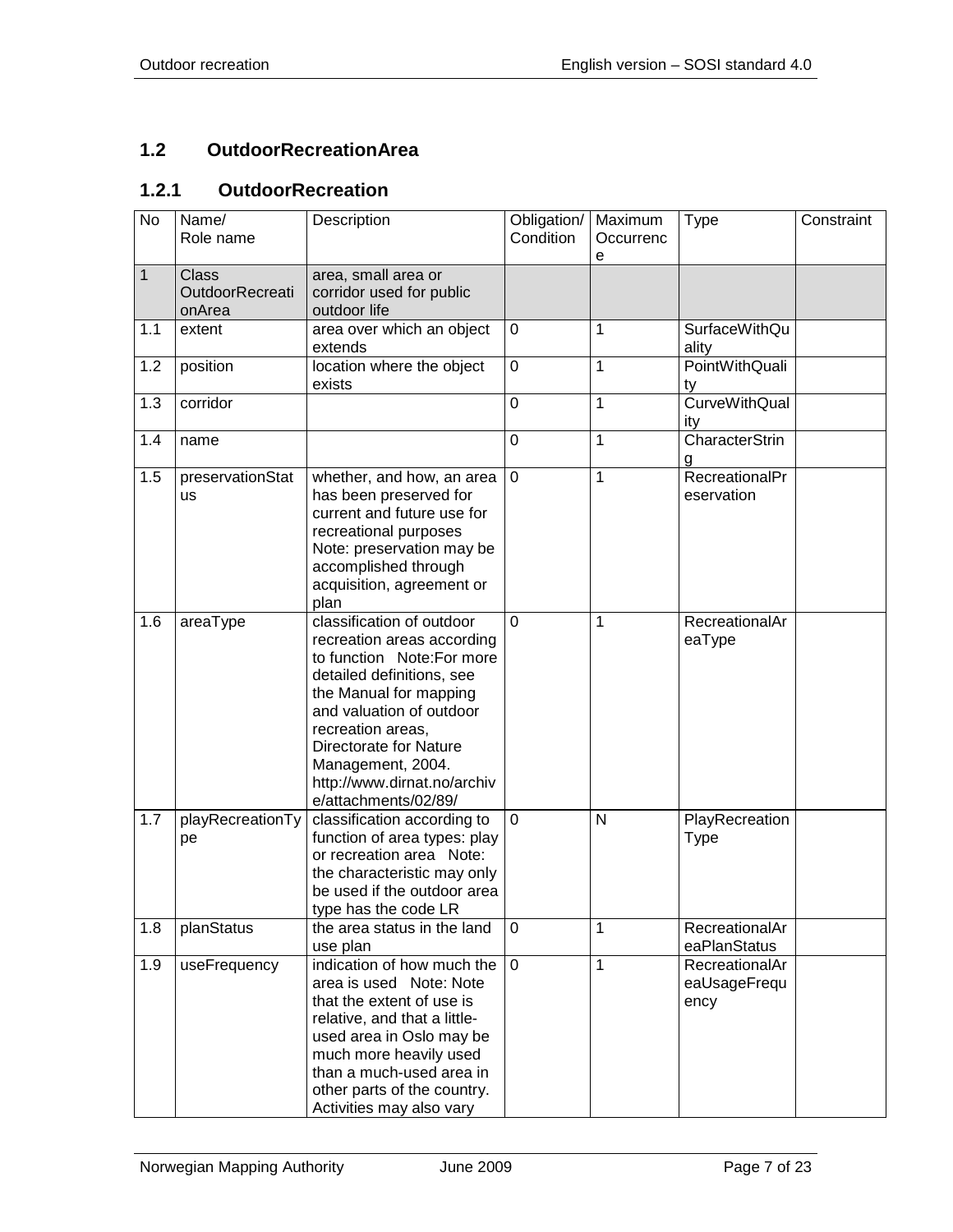## 1.2 OutdoorRecreationArea

### 1.2.1 OutdoorRecreation

| No | Name/ Role name | Description | Obligation/ Condition | Maximum Occurrence | Type | Constraint |
|---|---|---|---|---|---|---|
| 1 | Class OutdoorRecreationArea | area, small area or corridor used for public outdoor life | | | | |
| 1.1 | extent | area over which an object extends | 0 | 1 | SurfaceWithQuality | |
| 1.2 | position | location where the object exists | 0 | 1 | PointWithQuality | |
| 1.3 | corridor | | 0 | 1 | CurveWithQuality | |
| 1.4 | name | | 0 | 1 | CharacterString | |
| 1.5 | preservationStatus | whether, and how, an area has been preserved for current and future use for recreational purposes Note: preservation may be accomplished through acquisition, agreement or plan | 0 | 1 | RecreationalPreservation | |
| 1.6 | areaType | classification of outdoor recreation areas according to function Note:For more detailed definitions, see the Manual for mapping and valuation of outdoor recreation areas, Directorate for Nature Management, 2004. http://www.dirnat.no/archive/attachments/02/89/ | 0 | 1 | RecreationalAreaType | |
| 1.7 | playRecreationType | classification according to function of area types: play or recreation area Note: the characteristic may only be used if the outdoor area type has the code LR | 0 | N | PlayRecreationType | |
| 1.8 | planStatus | the area status in the land use plan | 0 | 1 | RecreationalAreaPlanStatus | |
| 1.9 | useFrequency | indication of how much the area is used Note: Note that the extent of use is relative, and that a little-used area in Oslo may be much more heavily used than a much-used area in other parts of the country. Activities may also vary | 0 | 1 | RecreationalAreaUsageFrequency | |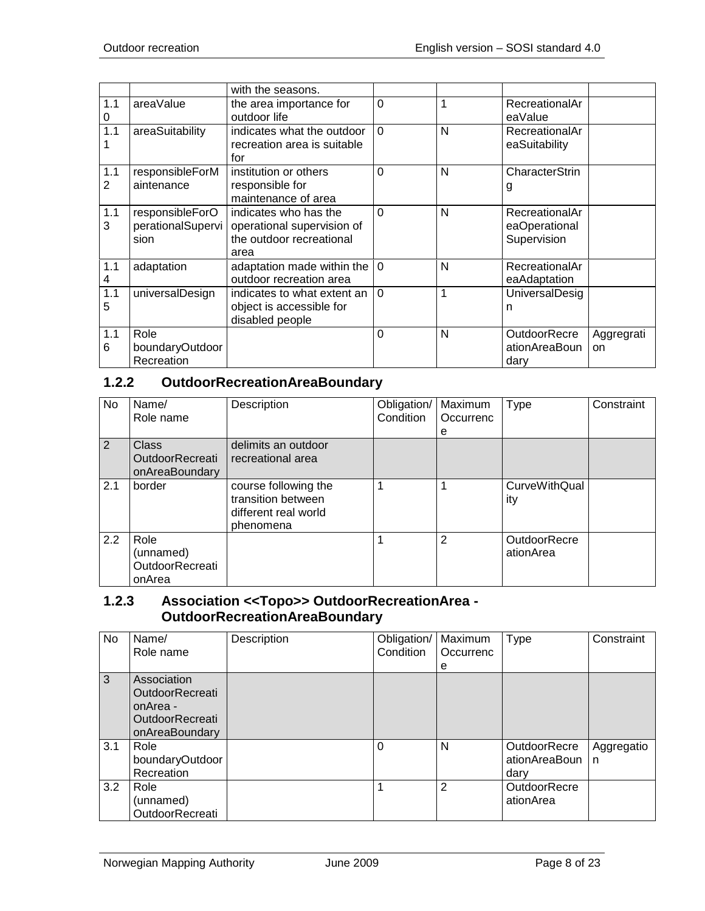|  |  | with the seasons. |  |  |  |  |
|---|---|---|---|---|---|---|
| 1.10 | areaValue | the area importance for outdoor life | 0 | 1 | RecreationalAreaValue |  |
| 1.11 | areaSuitability | indicates what the outdoor recreation area is suitable for | 0 | N | RecreationalAreaSuitability |  |
| 1.12 | responsibleForMaintenance | institution or others responsible for maintenance of area | 0 | N | CharacterString |  |
| 1.13 | responsibleForOperationalSupervision | indicates who has the operational supervision of the outdoor recreational area | 0 | N | RecreationalAreaOperational Supervision |  |
| 1.14 | adaptation | adaptation made within the outdoor recreation area | 0 | N | RecreationalAreaAdaptation |  |
| 1.15 | universalDesign | indicates to what extent an object is accessible for disabled people | 0 | 1 | UniversalDesign |  |
| 1.16 | Role boundaryOutdoorRecreation |  | 0 | N | OutdoorRecreationAreaBoundary | Aggregration |

### 1.2.2 OutdoorRecreationAreaBoundary

| No | Name/ Role name | Description | Obligation/ Condition | Maximum Occurrence | Type | Constraint |
|---|---|---|---|---|---|---|
| 2 | Class OutdoorRecreationAreaBoundary | delimits an outdoor recreational area |  |  |  |  |
| 2.1 | border | course following the transition between different real world phenomena | 1 | 1 | CurveWithQuality |  |
| 2.2 | Role (unnamed) OutdoorRecreationArea |  | 1 | 2 | OutdoorRecreationArea |  |

### 1.2.3 Association <<Topo>> OutdoorRecreationArea - OutdoorRecreationAreaBoundary

| No | Name/ Role name | Description | Obligation/ Condition | Maximum Occurrence | Type | Constraint |
|---|---|---|---|---|---|---|
| 3 | Association OutdoorRecreationArea - OutdoorRecreationAreaBoundary |  |  |  |  |  |
| 3.1 | Role boundaryOutdoorRecreation |  | 0 | N | OutdoorRecreationAreaBoundary | Aggregation |
| 3.2 | Role (unnamed) OutdoorRecreati |  | 1 | 2 | OutdoorRecreationArea |  |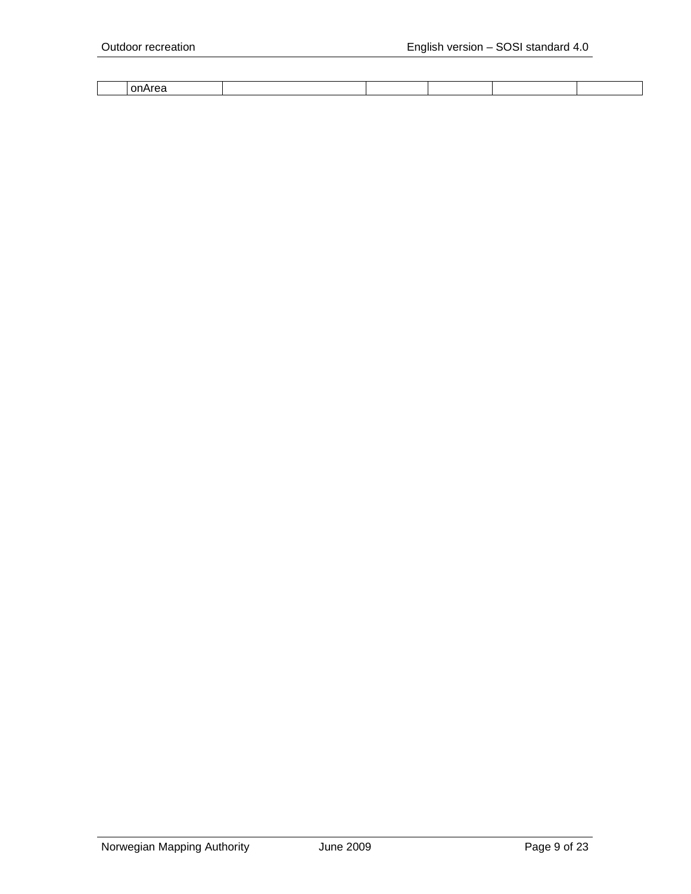| | onArea | | | | | |
|---|---|---|---|---|---|---|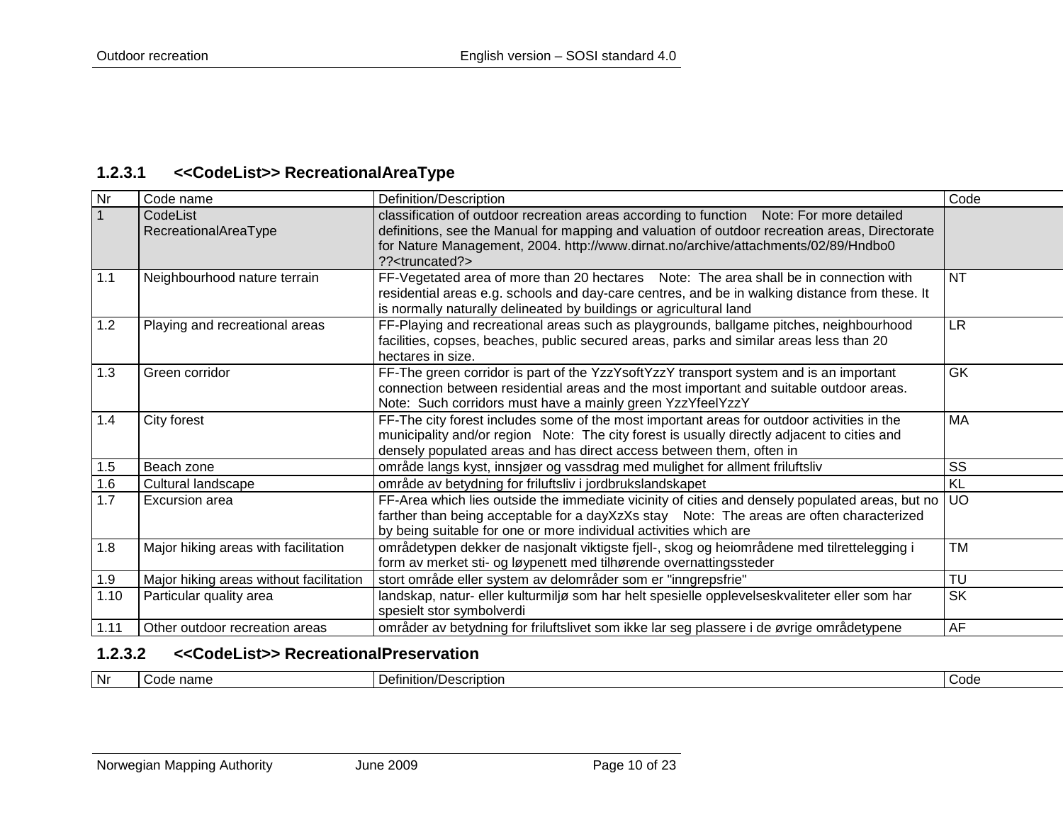### 1.2.3.1 <<CodeList>> RecreationalAreaType

| Nr | Code name | Definition/Description | Code |
|---|---|---|---|
| 1 | CodeList RecreationalAreaType | classification of outdoor recreation areas according to function Note: For more detailed definitions, see the Manual for mapping and valuation of outdoor recreation areas, Directorate for Nature Management, 2004. http://www.dirnat.no/archive/attachments/02/89/Hndbo0 ??<truncated?> | |
| 1.1 | Neighbourhood nature terrain | FF-Vegetated area of more than 20 hectares Note: The area shall be in connection with residential areas e.g. schools and day-care centres, and be in walking distance from these. It is normally naturally delineated by buildings or agricultural land | NT |
| 1.2 | Playing and recreational areas | FF-Playing and recreational areas such as playgrounds, ballgame pitches, neighbourhood facilities, copses, beaches, public secured areas, parks and similar areas less than 20 hectares in size. | LR |
| 1.3 | Green corridor | FF-The green corridor is part of the YzzYsoftYzzY transport system and is an important connection between residential areas and the most important and suitable outdoor areas. Note: Such corridors must have a mainly green YzzYfeelYzzY | GK |
| 1.4 | City forest | FF-The city forest includes some of the most important areas for outdoor activities in the municipality and/or region Note: The city forest is usually directly adjacent to cities and densely populated areas and has direct access between them, often in | MA |
| 1.5 | Beach zone | område langs kyst, innsjøer og vassdrag med mulighet for allment friluftsliv | SS |
| 1.6 | Cultural landscape | område av betydning for friluftsliv i jordbrukslandskapet | KL |
| 1.7 | Excursion area | FF-Area which lies outside the immediate vicinity of cities and densely populated areas, but no farther than being acceptable for a dayXzXs stay Note: The areas are often characterized by being suitable for one or more individual activities which are | UO |
| 1.8 | Major hiking areas with facilitation | områdetypen dekker de nasjonalt viktigste fjell-, skog og heiområdene med tilrettelegging i form av merket sti- og løypenett med tilhørende overnattingssteder | TM |
| 1.9 | Major hiking areas without facilitation | stort område eller system av delområder som er "inngrepsfrie" | TU |
| 1.10 | Particular quality area | landskap, natur- eller kulturmiljø som har helt spesielle opplevelseskvaliteter eller som har spesielt stor symbolverdi | SK |
| 1.11 | Other outdoor recreation areas | områder av betydning for friluftslivet som ikke lar seg plassere i de øvrige områdetypene | AF |

### 1.2.3.2 <<CodeList>> RecreationalPreservation

| Nr | Code name | Definition/Description | Code |
|---|---|---|---|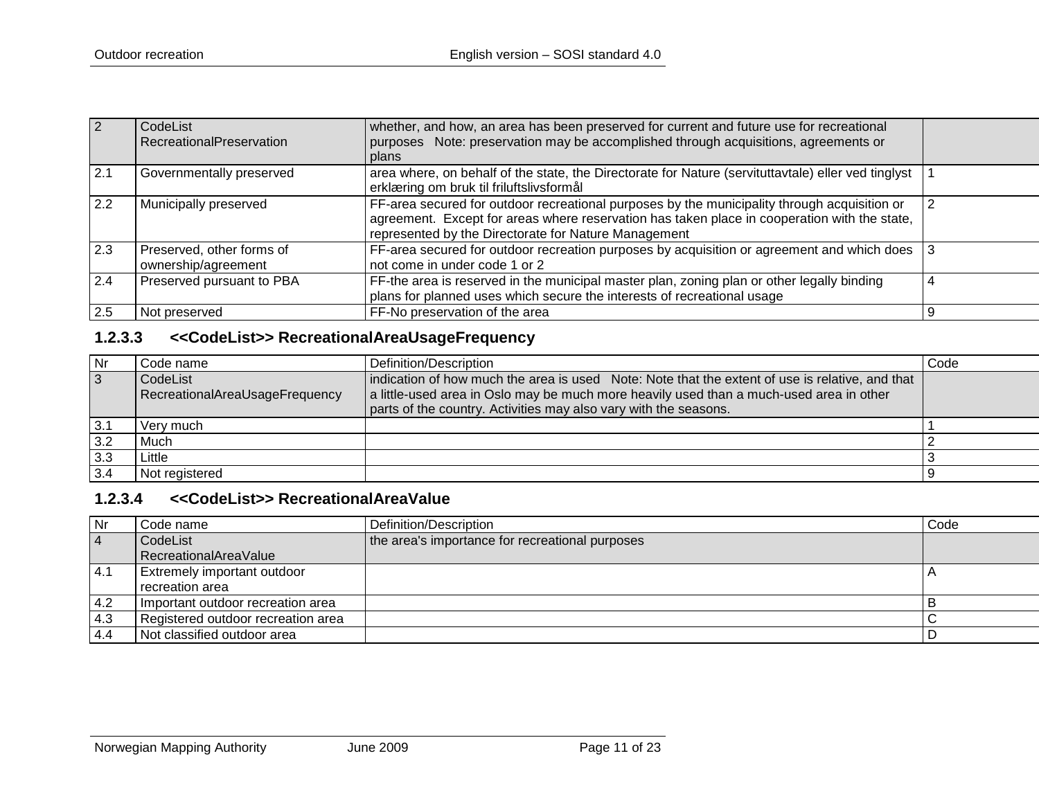| 2 | CodeList RecreationalPreservation | whether, and how, an area has been preserved for current and future use for recreational purposes Note: preservation may be accomplished through acquisitions, agreements or plans | |
|---|---|---|---|
| 2.1 | Governmentally preserved | area where, on behalf of the state, the Directorate for Nature (servituttavtale) eller ved tinglyst erklæring om bruk til friluftslivsformål | 1 |
| 2.2 | Municipally preserved | FF-area secured for outdoor recreational purposes by the municipality through acquisition or agreement. Except for areas where reservation has taken place in cooperation with the state, represented by the Directorate for Nature Management | 2 |
| 2.3 | Preserved, other forms of ownership/agreement | FF-area secured for outdoor recreation purposes by acquisition or agreement and which does not come in under code 1 or 2 | 3 |
| 2.4 | Preserved pursuant to PBA | FF-the area is reserved in the municipal master plan, zoning plan or other legally binding plans for planned uses which secure the interests of recreational usage | 4 |
| 2.5 | Not preserved | FF-No preservation of the area | 9 |

### 1.2.3.3 <<CodeList>> RecreationalAreaUsageFrequency

| Nr | Code name | Definition/Description | Code |
|---|---|---|---|
| 3 | CodeList RecreationalAreaUsageFrequency | indication of how much the area is used Note: Note that the extent of use is relative, and that a little-used area in Oslo may be much more heavily used than a much-used area in other parts of the country. Activities may also vary with the seasons. | |
| 3.1 | Very much | | 1 |
| 3.2 | Much | | 2 |
| 3.3 | Little | | 3 |
| 3.4 | Not registered | | 9 |

### 1.2.3.4 <<CodeList>> RecreationalAreaValue

| Nr | Code name | Definition/Description | Code |
|---|---|---|---|
| 4 | CodeList RecreationalAreaValue | the area's importance for recreational purposes | |
| 4.1 | Extremely important outdoor recreation area | | A |
| 4.2 | Important outdoor recreation area | | B |
| 4.3 | Registered outdoor recreation area | | C |
| 4.4 | Not classified outdoor area | | D |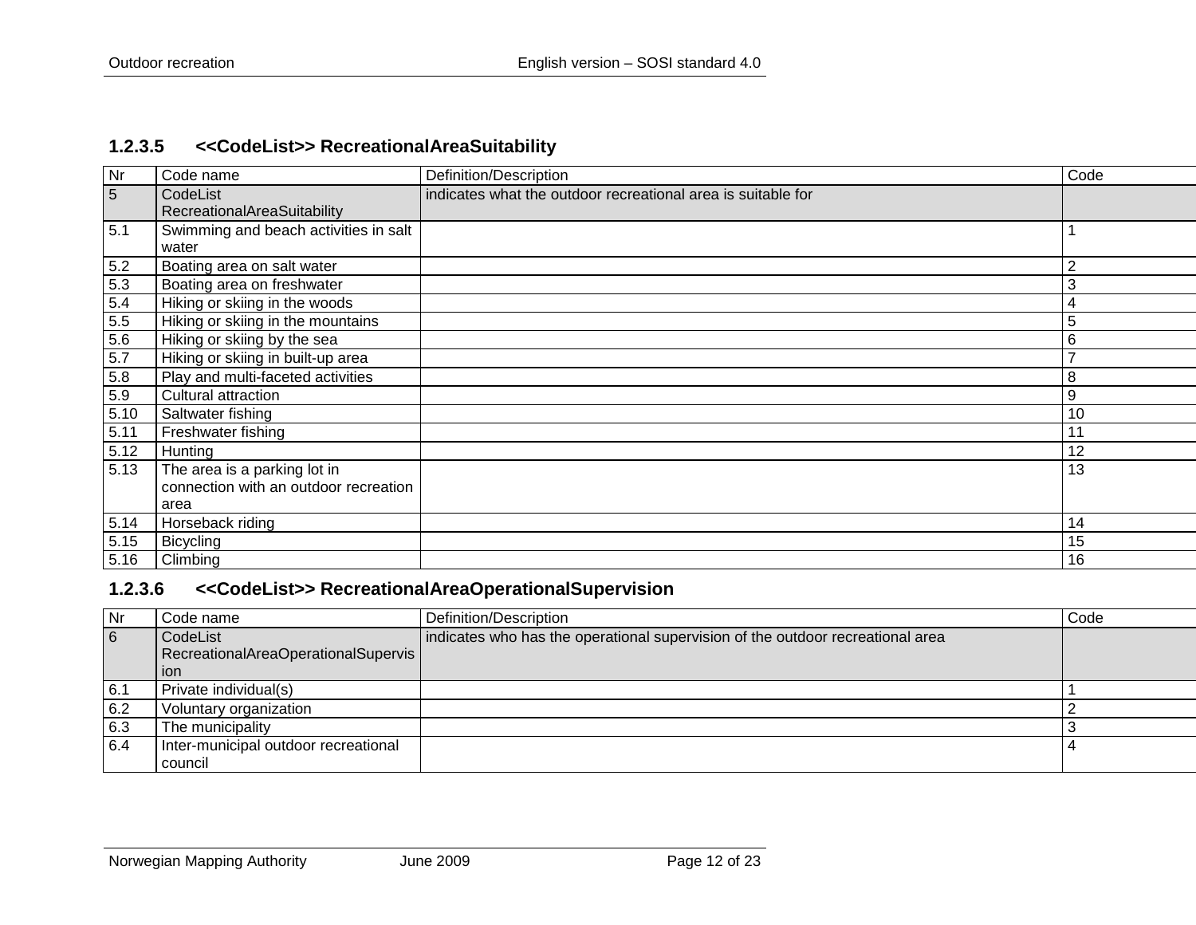#### 1.2.3.5 <<CodeList>> RecreationalAreaSuitability

| Nr | Code name | Definition/Description | Code |
|---|---|---|---|
| 5 | CodeList RecreationalAreaSuitability | indicates what the outdoor recreational area is suitable for | |
| 5.1 | Swimming and beach activities in salt water | | 1 |
| 5.2 | Boating area on salt water | | 2 |
| 5.3 | Boating area on freshwater | | 3 |
| 5.4 | Hiking or skiing in the woods | | 4 |
| 5.5 | Hiking or skiing in the mountains | | 5 |
| 5.6 | Hiking or skiing by the sea | | 6 |
| 5.7 | Hiking or skiing in built-up area | | 7 |
| 5.8 | Play and multi-faceted activities | | 8 |
| 5.9 | Cultural attraction | | 9 |
| 5.10 | Saltwater fishing | | 10 |
| 5.11 | Freshwater fishing | | 11 |
| 5.12 | Hunting | | 12 |
| 5.13 | The area is a parking lot in connection with an outdoor recreation area | | 13 |
| 5.14 | Horseback riding | | 14 |
| 5.15 | Bicycling | | 15 |
| 5.16 | Climbing | | 16 |

#### 1.2.3.6 <<CodeList>> RecreationalAreaOperationalSupervision

| Nr | Code name | Definition/Description | Code |
|---|---|---|---|
| 6 | CodeList RecreationalAreaOperationalSupervision | indicates who has the operational supervision of the outdoor recreational area | |
| 6.1 | Private individual(s) | | 1 |
| 6.2 | Voluntary organization | | 2 |
| 6.3 | The municipality | | 3 |
| 6.4 | Inter-municipal outdoor recreational council | | 4 |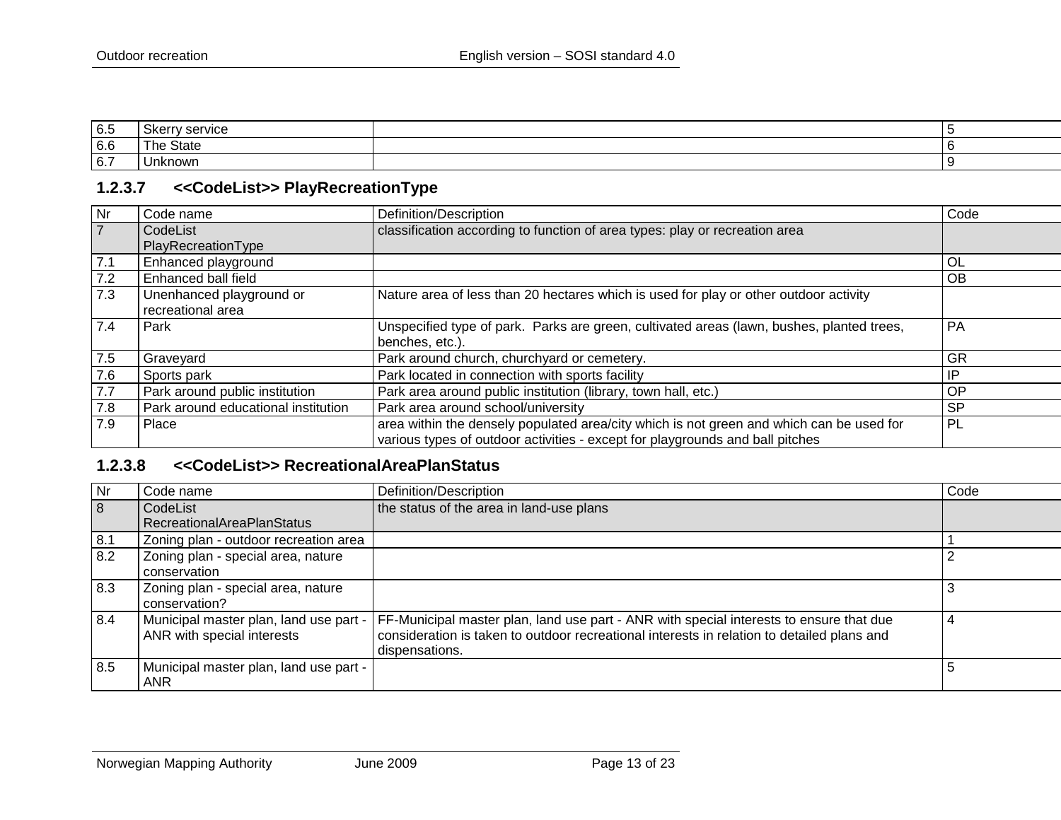| | | | |
|---|---|---|---|
| 6.5 | Skerry service | | 5 |
| 6.6 | The State | | 6 |
| 6.7 | Unknown | | 9 |

### 1.2.3.7 <<CodeList>> PlayRecreationType

| Nr | Code name | Definition/Description | Code |
|---|---|---|---|
| 7 | CodeList PlayRecreationType | classification according to function of area types: play or recreation area | |
| 7.1 | Enhanced playground | | OL |
| 7.2 | Enhanced ball field | | OB |
| 7.3 | Unenhanced playground or recreational area | Nature area of less than 20 hectares which is used for play or other outdoor activity | |
| 7.4 | Park | Unspecified type of park. Parks are green, cultivated areas (lawn, bushes, planted trees, benches, etc.). | PA |
| 7.5 | Graveyard | Park around church, churchyard or cemetery. | GR |
| 7.6 | Sports park | Park located in connection with sports facility | IP |
| 7.7 | Park around public institution | Park area around public institution (library, town hall, etc.) | OP |
| 7.8 | Park around educational institution | Park area around school/university | SP |
| 7.9 | Place | area within the densely populated area/city which is not green and which can be used for various types of outdoor activities - except for playgrounds and ball pitches | PL |

### 1.2.3.8 <<CodeList>> RecreationalAreaPlanStatus

| Nr | Code name | Definition/Description | Code |
|---|---|---|---|
| 8 | CodeList RecreationalAreaPlanStatus | the status of the area in land-use plans | |
| 8.1 | Zoning plan - outdoor recreation area | | 1 |
| 8.2 | Zoning plan - special area, nature conservation | | 2 |
| 8.3 | Zoning plan - special area, nature conservation? | | 3 |
| 8.4 | Municipal master plan, land use part - ANR with special interests | FF-Municipal master plan, land use part - ANR with special interests to ensure that due consideration is taken to outdoor recreational interests in relation to detailed plans and dispensations. | 4 |
| 8.5 | Municipal master plan, land use part - ANR | | 5 |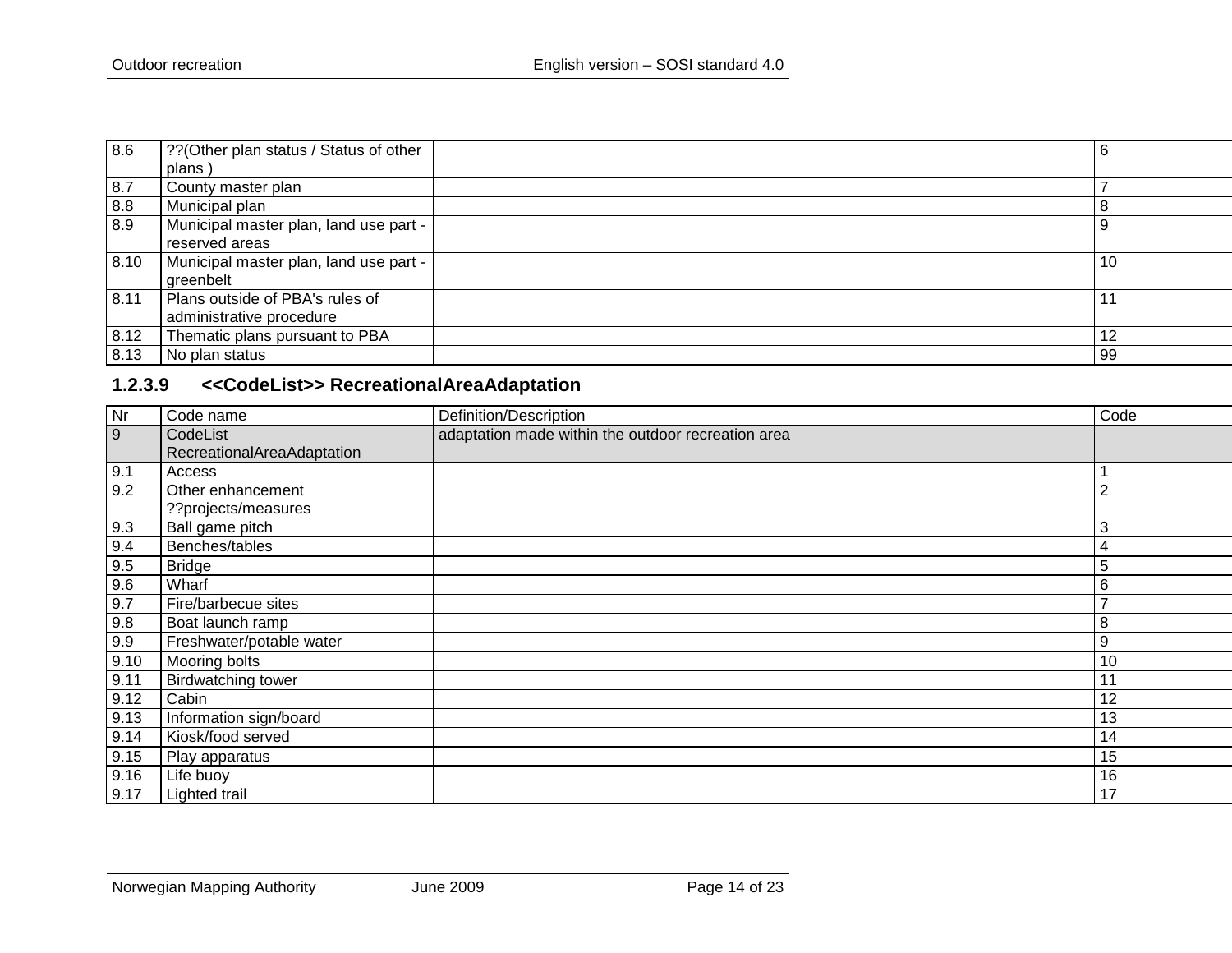| 8.6 | ??(Other plan status / Status of other plans ) | | 6 |
|---|---|---|---|
| 8.7 | County master plan | | 7 |
| 8.8 | Municipal plan | | 8 |
| 8.9 | Municipal master plan, land use part - reserved areas | | 9 |
| 8.10 | Municipal master plan, land use part - greenbelt | | 10 |
| 8.11 | Plans outside of PBA's rules of administrative procedure | | 11 |
| 8.12 | Thematic plans pursuant to PBA | | 12 |
| 8.13 | No plan status | | 99 |

### 1.2.3.9 <<CodeList>> RecreationalAreaAdaptation

| Nr | Code name | Definition/Description | Code |
|---|---|---|---|
| 9 | CodeList RecreationalAreaAdaptation | adaptation made within the outdoor recreation area | |
| 9.1 | Access | | 1 |
| 9.2 | Other enhancement ??projects/measures | | 2 |
| 9.3 | Ball game pitch | | 3 |
| 9.4 | Benches/tables | | 4 |
| 9.5 | Bridge | | 5 |
| 9.6 | Wharf | | 6 |
| 9.7 | Fire/barbecue sites | | 7 |
| 9.8 | Boat launch ramp | | 8 |
| 9.9 | Freshwater/potable water | | 9 |
| 9.10 | Mooring bolts | | 10 |
| 9.11 | Birdwatching tower | | 11 |
| 9.12 | Cabin | | 12 |
| 9.13 | Information sign/board | | 13 |
| 9.14 | Kiosk/food served | | 14 |
| 9.15 | Play apparatus | | 15 |
| 9.16 | Life buoy | | 16 |
| 9.17 | Lighted trail | | 17 |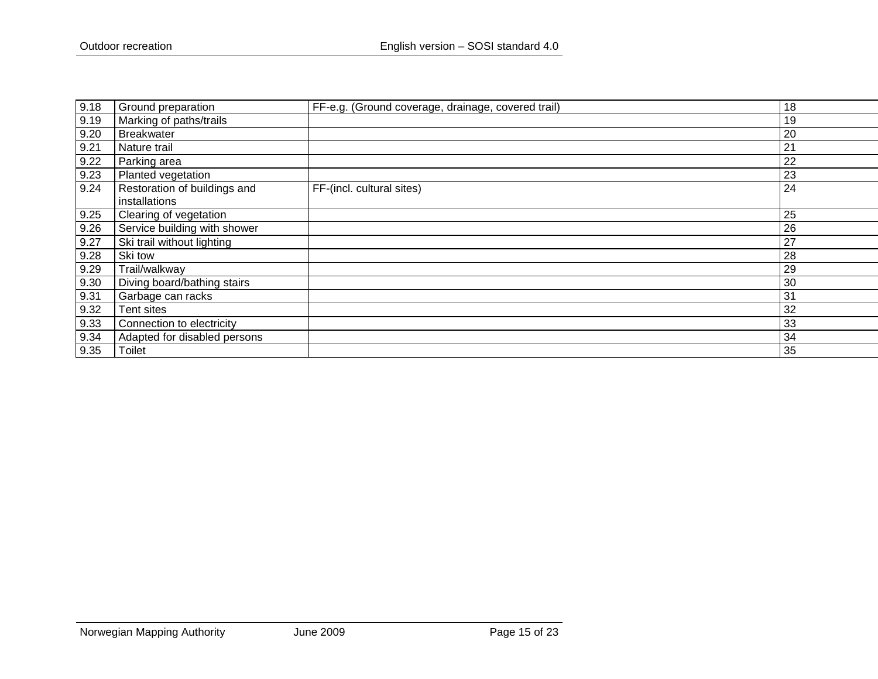| | | | |
|---|---|---|---|
| 9.18 | Ground preparation | FF-e.g. (Ground coverage, drainage, covered trail) | 18 |
| 9.19 | Marking of paths/trails | | 19 |
| 9.20 | Breakwater | | 20 |
| 9.21 | Nature trail | | 21 |
| 9.22 | Parking area | | 22 |
| 9.23 | Planted vegetation | | 23 |
| 9.24 | Restoration of buildings and installations | FF-(incl. cultural sites) | 24 |
| 9.25 | Clearing of vegetation | | 25 |
| 9.26 | Service building with shower | | 26 |
| 9.27 | Ski trail without lighting | | 27 |
| 9.28 | Ski tow | | 28 |
| 9.29 | Trail/walkway | | 29 |
| 9.30 | Diving board/bathing stairs | | 30 |
| 9.31 | Garbage can racks | | 31 |
| 9.32 | Tent sites | | 32 |
| 9.33 | Connection to electricity | | 33 |
| 9.34 | Adapted for disabled persons | | 34 |
| 9.35 | Toilet | | 35 |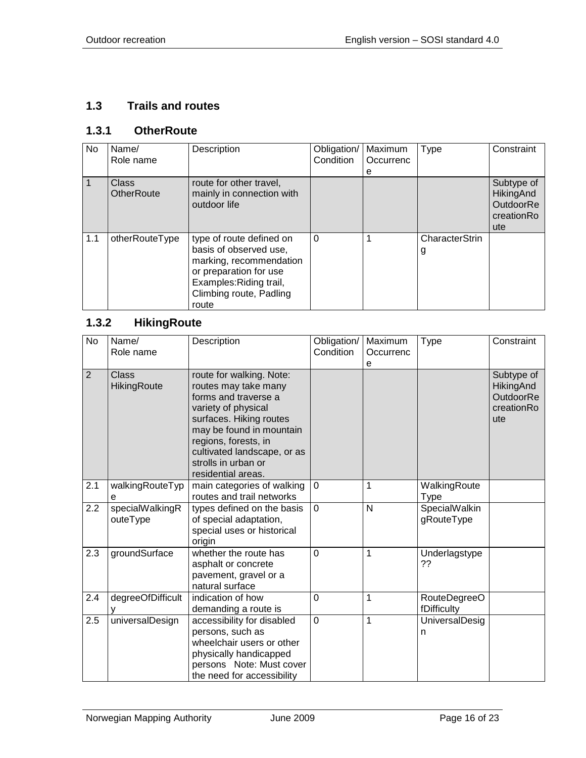## 1.3 Trails and routes

### 1.3.1 OtherRoute

| No | Name/ Role name | Description | Obligation/ Condition | Maximum Occurrence | Type | Constraint |
|---|---|---|---|---|---|---|
| 1 | Class OtherRoute | route for other travel, mainly in connection with outdoor life | | | | Subtype of HikingAndOutdoorRecreationRoute |
| 1.1 | otherRouteType | type of route defined on basis of observed use, marking, recommendation or preparation for use Examples:Riding trail, Climbing route, Padling route | 0 | 1 | CharacterString | |

### 1.3.2 HikingRoute

| No | Name/ Role name | Description | Obligation/ Condition | Maximum Occurrence | Type | Constraint |
|---|---|---|---|---|---|---|
| 2 | Class HikingRoute | route for walking. Note: routes may take many forms and traverse a variety of physical surfaces. Hiking routes may be found in mountain regions, forests, in cultivated landscape, or as strolls in urban or residential areas. | | | | Subtype of HikingAndOutdoorRecreationRoute |
| 2.1 | walkingRouteType | main categories of walking routes and trail networks | 0 | 1 | WalkingRouteType | |
| 2.2 | specialWalkingRouteType | types defined on the basis of special adaptation, special uses or historical origin | 0 | N | SpecialWalkingRouteType | |
| 2.3 | groundSurface | whether the route has asphalt or concrete pavement, gravel or a natural surface | 0 | 1 | Underlagstype ?? | |
| 2.4 | degreeOfDifficulty | indication of how demanding a route is | 0 | 1 | RouteDegreeOfDifficulty | |
| 2.5 | universalDesign | accessibility for disabled persons, such as wheelchair users or other physically handicapped persons Note: Must cover the need for accessibility | 0 | 1 | UniversalDesign | |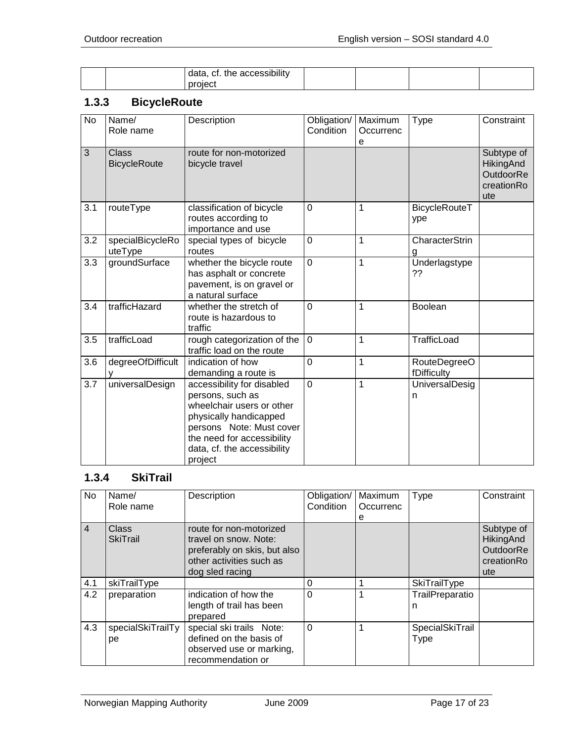| | | data, cf. the accessibility project | | | | |
|---|---|---|---|---|---|---|

### 1.3.3 BicycleRoute

| No | Name/ Role name | Description | Obligation/ Condition | Maximum Occurrence | Type | Constraint |
|---|---|---|---|---|---|---|
| 3 | Class BicycleRoute | route for non-motorized bicycle travel | | | | Subtype of HikingAndOutdoorRecreationRoute |
| 3.1 | routeType | classification of bicycle routes according to importance and use | 0 | 1 | BicycleRouteType | |
| 3.2 | specialBicycleRouteType | special types of bicycle routes | 0 | 1 | CharacterString | |
| 3.3 | groundSurface | whether the bicycle route has asphalt or concrete pavement, is on gravel or a natural surface | 0 | 1 | Underlagstype ?? | |
| 3.4 | trafficHazard | whether the stretch of route is hazardous to traffic | 0 | 1 | Boolean | |
| 3.5 | trafficLoad | rough categorization of the traffic load on the route | 0 | 1 | TrafficLoad | |
| 3.6 | degreeOfDifficulty | indication of how demanding a route is | 0 | 1 | RouteDegreeOfDifficulty | |
| 3.7 | universalDesign | accessibility for disabled persons, such as wheelchair users or other physically handicapped persons Note: Must cover the need for accessibility data, cf. the accessibility project | 0 | 1 | UniversalDesign | |

### 1.3.4 SkiTrail

| No | Name/ Role name | Description | Obligation/ Condition | Maximum Occurrence | Type | Constraint |
|---|---|---|---|---|---|---|
| 4 | Class SkiTrail | route for non-motorized travel on snow. Note: preferably on skis, but also other activities such as dog sled racing | | | | Subtype of HikingAndOutdoorRecreationRoute |
| 4.1 | skiTrailType | | 0 | 1 | SkiTrailType | |
| 4.2 | preparation | indication of how the length of trail has been prepared | 0 | 1 | TrailPreparation | |
| 4.3 | specialSkiTrailType | special ski trails Note: defined on the basis of observed use or marking, recommendation or | 0 | 1 | SpecialSkiTrailType | |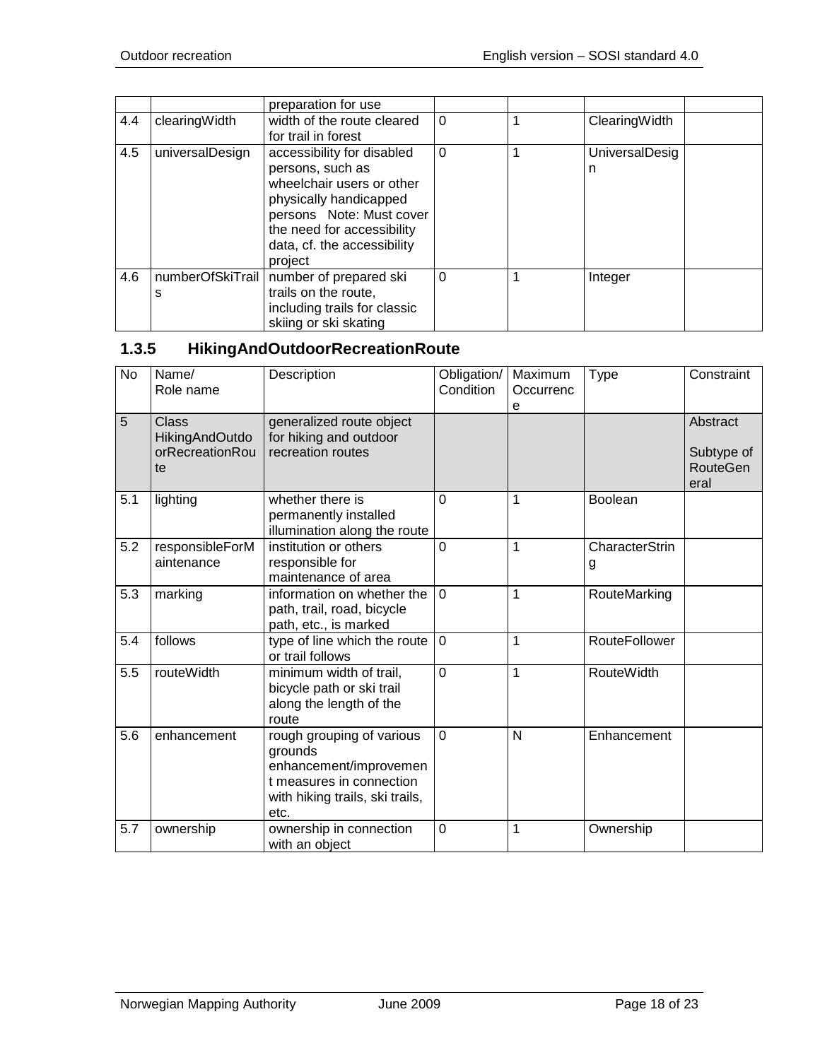| | | preparation for use | | | | |
|---|---|---|---|---|---|---|
| 4.4 | clearingWidth | width of the route cleared for trail in forest | 0 | 1 | ClearingWidth | |
| 4.5 | universalDesign | accessibility for disabled persons, such as wheelchair users or other physically handicapped persons Note: Must cover the need for accessibility data, cf. the accessibility project | 0 | 1 | UniversalDesign | |
| 4.6 | numberOfSkiTrails | number of prepared ski trails on the route, including trails for classic skiing or ski skating | 0 | 1 | Integer | |

### 1.3.5 HikingAndOutdoorRecreationRoute

| No | Name/ Role name | Description | Obligation/ Condition | Maximum Occurrence | Type | Constraint |
|---|---|---|---|---|---|---|
| 5 | Class HikingAndOutdoorRecreationRoute | generalized route object for hiking and outdoor recreation routes | | | | Abstract Subtype of RouteGeneral |
| 5.1 | lighting | whether there is permanently installed illumination along the route | 0 | 1 | Boolean | |
| 5.2 | responsibleForMaintenance | institution or others responsible for maintenance of area | 0 | 1 | CharacterString | |
| 5.3 | marking | information on whether the path, trail, road, bicycle path, etc., is marked | 0 | 1 | RouteMarking | |
| 5.4 | follows | type of line which the route or trail follows | 0 | 1 | RouteFollower | |
| 5.5 | routeWidth | minimum width of trail, bicycle path or ski trail along the length of the route | 0 | 1 | RouteWidth | |
| 5.6 | enhancement | rough grouping of various grounds enhancement/improvement measures in connection with hiking trails, ski trails, etc. | 0 | N | Enhancement | |
| 5.7 | ownership | ownership in connection with an object | 0 | 1 | Ownership | |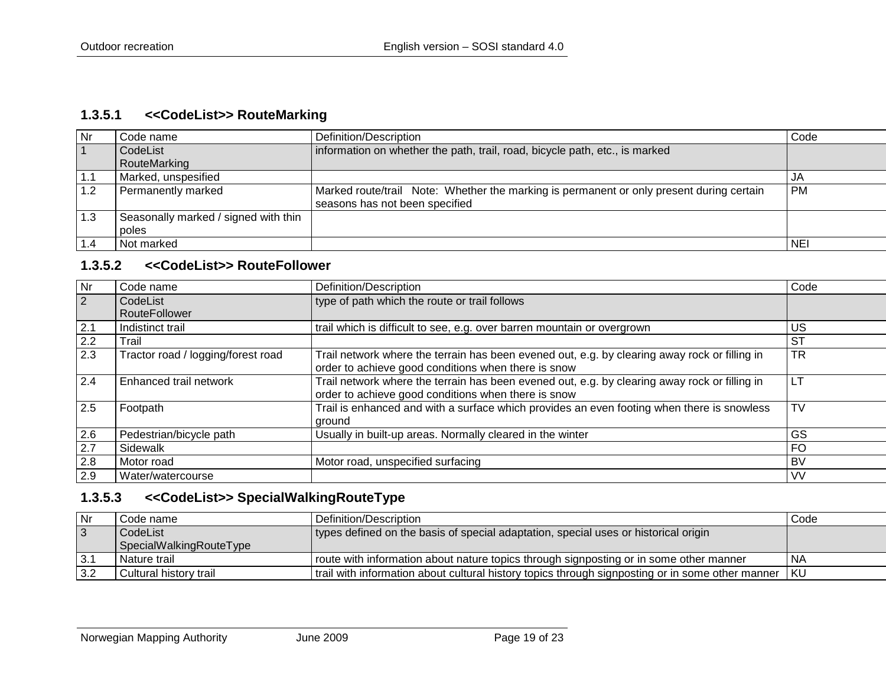### 1.3.5.1 <<CodeList>> RouteMarking

| Nr | Code name | Definition/Description | Code |
|---|---|---|---|
| 1 | CodeList RouteMarking | information on whether the path, trail, road, bicycle path, etc., is marked | |
| 1.1 | Marked, unspesified | | JA |
| 1.2 | Permanently marked | Marked route/trail Note: Whether the marking is permanent or only present during certain seasons has not been specified | PM |
| 1.3 | Seasonally marked / signed with thin poles | | |
| 1.4 | Not marked | | NEI |

### 1.3.5.2 <<CodeList>> RouteFollower

| Nr | Code name | Definition/Description | Code |
|---|---|---|---|
| 2 | CodeList RouteFollower | type of path which the route or trail follows | |
| 2.1 | Indistinct trail | trail which is difficult to see, e.g. over barren mountain or overgrown | US |
| 2.2 | Trail | | ST |
| 2.3 | Tractor road / logging/forest road | Trail network where the terrain has been evened out, e.g. by clearing away rock or filling in order to achieve good conditions when there is snow | TR |
| 2.4 | Enhanced trail network | Trail network where the terrain has been evened out, e.g. by clearing away rock or filling in order to achieve good conditions when there is snow | LT |
| 2.5 | Footpath | Trail is enhanced and with a surface which provides an even footing when there is snowless ground | TV |
| 2.6 | Pedestrian/bicycle path | Usually in built-up areas. Normally cleared in the winter | GS |
| 2.7 | Sidewalk | | FO |
| 2.8 | Motor road | Motor road, unspecified surfacing | BV |
| 2.9 | Water/watercourse | | VV |

### 1.3.5.3 <<CodeList>> SpecialWalkingRouteType

| Nr | Code name | Definition/Description | Code |
|---|---|---|---|
| 3 | CodeList SpecialWalkingRouteType | types defined on the basis of special adaptation, special uses or historical origin | |
| 3.1 | Nature trail | route with information about nature topics through signposting or in some other manner | NA |
| 3.2 | Cultural history trail | trail with information about cultural history topics through signposting or in some other manner | KU |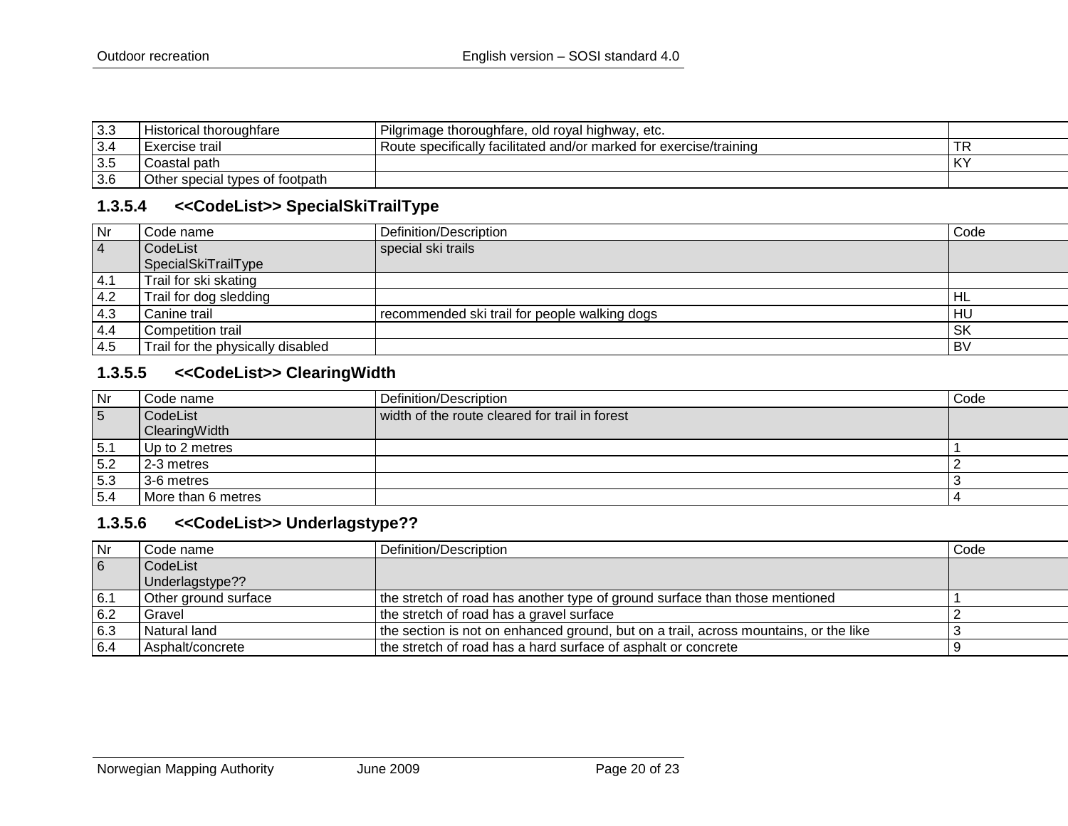| Nr | Code name | Definition/Description | Code |
|---|---|---|---|
| 3.3 | Historical thoroughfare | Pilgrimage thoroughfare, old royal highway, etc. | |
| 3.4 | Exercise trail | Route specifically facilitated and/or marked for exercise/training | TR |
| 3.5 | Coastal path | | KY |
| 3.6 | Other special types of footpath | | |

### 1.3.5.4 <<CodeList>> SpecialSkiTrailType

| Nr | Code name | Definition/Description | Code |
|---|---|---|---|
| 4 | CodeList SpecialSkiTrailType | special ski trails | |
| 4.1 | Trail for ski skating | | |
| 4.2 | Trail for dog sledding | | HL |
| 4.3 | Canine trail | recommended ski trail for people walking dogs | HU |
| 4.4 | Competition trail | | SK |
| 4.5 | Trail for the physically disabled | | BV |

### 1.3.5.5 <<CodeList>> ClearingWidth

| Nr | Code name | Definition/Description | Code |
|---|---|---|---|
| 5 | CodeList ClearingWidth | width of the route cleared for trail in forest | |
| 5.1 | Up to 2 metres | | 1 |
| 5.2 | 2-3 metres | | 2 |
| 5.3 | 3-6 metres | | 3 |
| 5.4 | More than 6 metres | | 4 |

### 1.3.5.6 <<CodeList>> Underlagstype??

| Nr | Code name | Definition/Description | Code |
|---|---|---|---|
| 6 | CodeList Underlagstype?? | | |
| 6.1 | Other ground surface | the stretch of road has another type of ground surface than those mentioned | 1 |
| 6.2 | Gravel | the stretch of road has a gravel surface | 2 |
| 6.3 | Natural land | the section is not on enhanced ground, but on a trail, across mountains, or the like | 3 |
| 6.4 | Asphalt/concrete | the stretch of road has a hard surface of asphalt or concrete | 9 |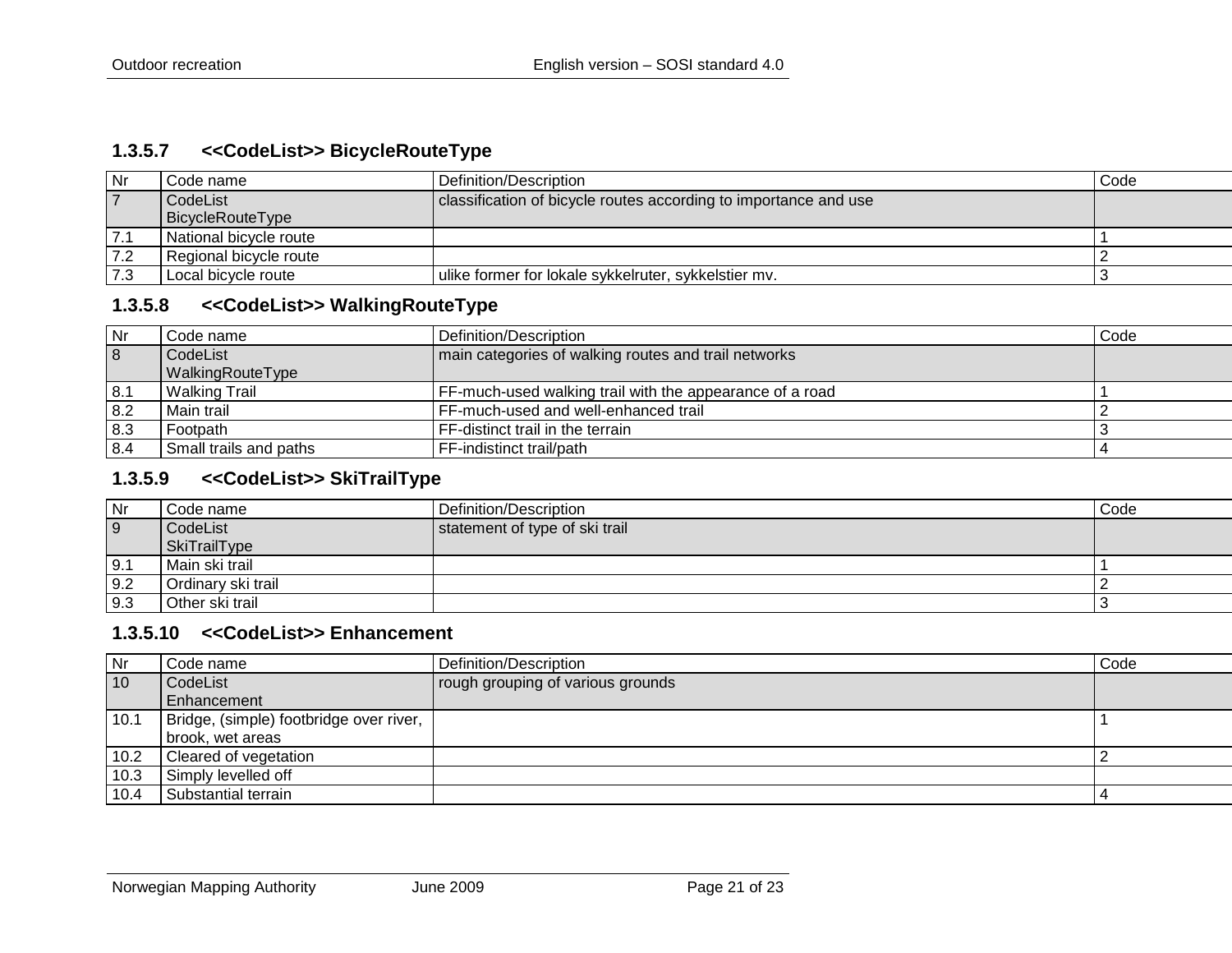### 1.3.5.7 <<CodeList>> BicycleRouteType

| Nr | Code name | Definition/Description | Code |
|---|---|---|---|
| 7 | CodeList BicycleRouteType | classification of bicycle routes according to importance and use | |
| 7.1 | National bicycle route | | 1 |
| 7.2 | Regional bicycle route | | 2 |
| 7.3 | Local bicycle route | ulike former for lokale sykkelruter, sykkelstier mv. | 3 |

### 1.3.5.8 <<CodeList>> WalkingRouteType

| Nr | Code name | Definition/Description | Code |
|---|---|---|---|
| 8 | CodeList WalkingRouteType | main categories of walking routes and trail networks | |
| 8.1 | Walking Trail | FF-much-used walking trail with the appearance of a road | 1 |
| 8.2 | Main trail | FF-much-used and well-enhanced trail | 2 |
| 8.3 | Footpath | FF-distinct trail in the terrain | 3 |
| 8.4 | Small trails and paths | FF-indistinct trail/path | 4 |

### 1.3.5.9 <<CodeList>> SkiTrailType

| Nr | Code name | Definition/Description | Code |
|---|---|---|---|
| 9 | CodeList SkiTrailType | statement of type of ski trail | |
| 9.1 | Main ski trail | | 1 |
| 9.2 | Ordinary ski trail | | 2 |
| 9.3 | Other ski trail | | 3 |

### 1.3.5.10 <<CodeList>> Enhancement

| Nr | Code name | Definition/Description | Code |
|---|---|---|---|
| 10 | CodeList Enhancement | rough grouping of various grounds | |
| 10.1 | Bridge, (simple) footbridge over river, brook, wet areas | | 1 |
| 10.2 | Cleared of vegetation | | 2 |
| 10.3 | Simply levelled off | | |
| 10.4 | Substantial terrain | | 4 |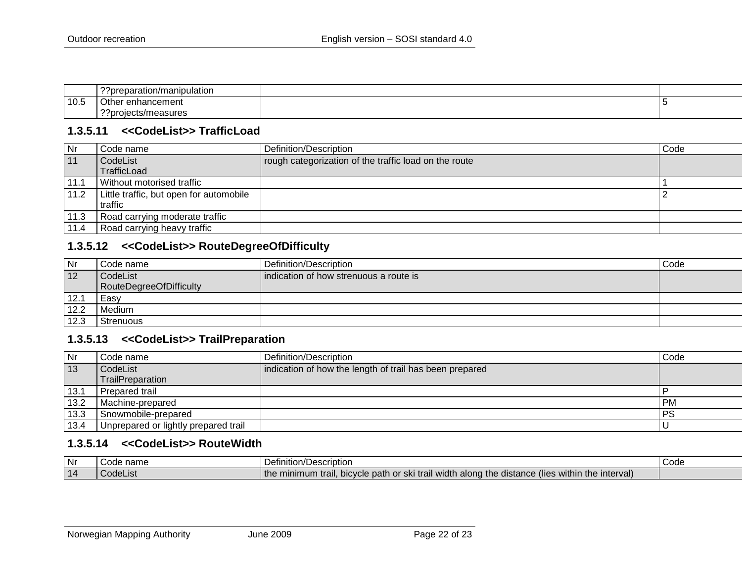| | ??preparation/manipulation | | |
|---|---|---|---|
| 10.5 | Other enhancement ??projects/measures | | 5 |

### 1.3.5.11 <<CodeList>> TrafficLoad

| Nr | Code name | Definition/Description | Code |
|---|---|---|---|
| 11 | CodeList TrafficLoad | rough categorization of the traffic load on the route | |
| 11.1 | Without motorised traffic | | 1 |
| 11.2 | Little traffic, but open for automobile traffic | | 2 |
| 11.3 | Road carrying moderate traffic | | |
| 11.4 | Road carrying heavy traffic | | |

### 1.3.5.12 <<CodeList>> RouteDegreeOfDifficulty

| Nr | Code name | Definition/Description | Code |
|---|---|---|---|
| 12 | CodeList RouteDegreeOfDifficulty | indication of how strenuous a route is | |
| 12.1 | Easy | | |
| 12.2 | Medium | | |
| 12.3 | Strenuous | | |

### 1.3.5.13 <<CodeList>> TrailPreparation

| Nr | Code name | Definition/Description | Code |
|---|---|---|---|
| 13 | CodeList TrailPreparation | indication of how the length of trail has been prepared | |
| 13.1 | Prepared trail | | P |
| 13.2 | Machine-prepared | | PM |
| 13.3 | Snowmobile-prepared | | PS |
| 13.4 | Unprepared or lightly prepared trail | | U |

### 1.3.5.14 <<CodeList>> RouteWidth

| Nr | Code name | Definition/Description | Code |
|---|---|---|---|
| 14 | CodeList | the minimum trail, bicycle path or ski trail width along the distance (lies within the interval) | |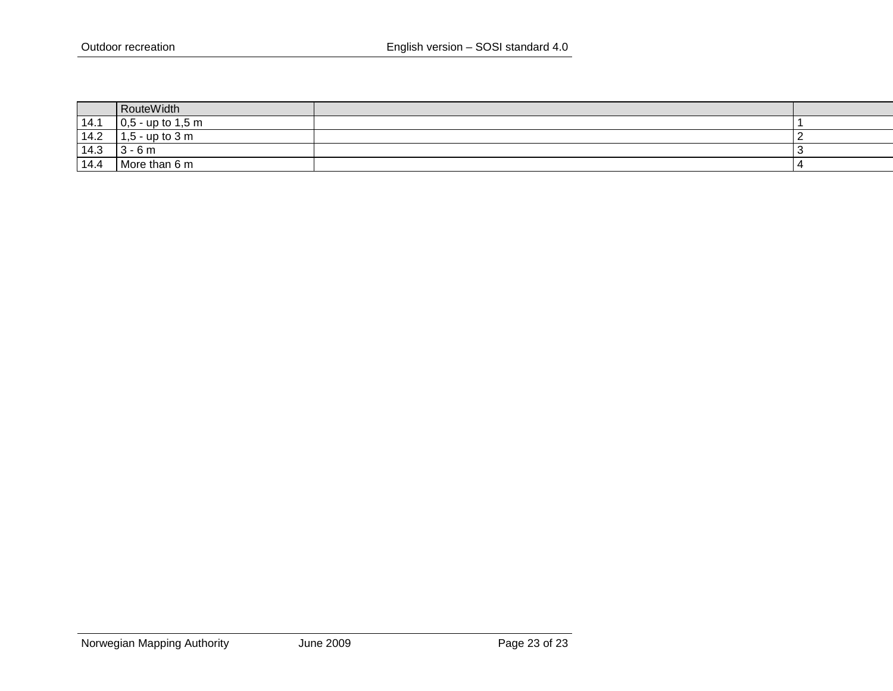| | RouteWidth | | |
|---|---|---|---|
| 14.1 | 0,5 - up to 1,5 m | | 1 |
| 14.2 | 1,5 - up to 3 m | | 2 |
| 14.3 | 3 - 6 m | | 3 |
| 14.4 | More than 6 m | | 4 |